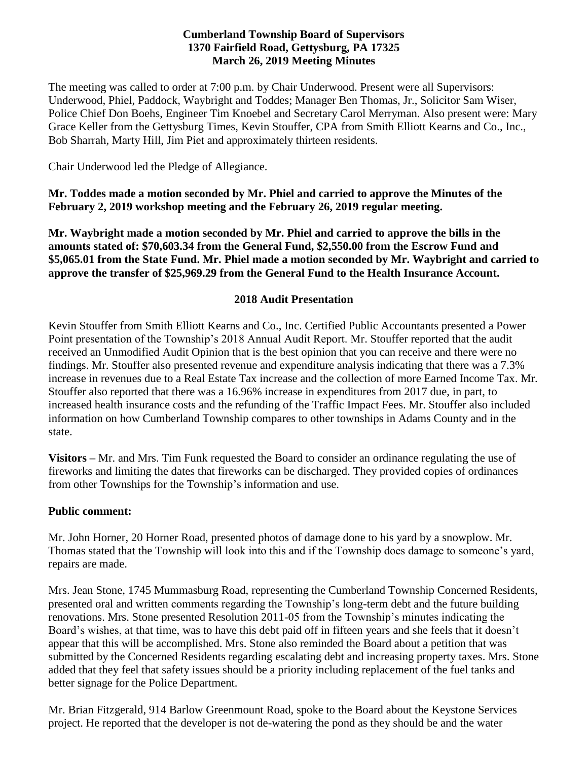**Cumberland Township Board of Supervisors**
**1370 Fairfield Road, Gettysburg, PA 17325**
**March 26, 2019 Meeting Minutes**

The meeting was called to order at 7:00 p.m. by Chair Underwood. Present were all Supervisors: Underwood, Phiel, Paddock, Waybright and Toddes; Manager Ben Thomas, Jr., Solicitor Sam Wiser, Police Chief Don Boehs, Engineer Tim Knoebel and Secretary Carol Merryman. Also present were: Mary Grace Keller from the Gettysburg Times, Kevin Stouffer, CPA from Smith Elliott Kearns and Co., Inc., Bob Sharrah, Marty Hill, Jim Piet and approximately thirteen residents.

Chair Underwood led the Pledge of Allegiance.

**Mr. Toddes made a motion seconded by Mr. Phiel and carried to approve the Minutes of the February 2, 2019 workshop meeting and the February 26, 2019 regular meeting.**

**Mr. Waybright made a motion seconded by Mr. Phiel and carried to approve the bills in the amounts stated of: $70,603.34 from the General Fund, $2,550.00 from the Escrow Fund and $5,065.01 from the State Fund. Mr. Phiel made a motion seconded by Mr. Waybright and carried to approve the transfer of $25,969.29 from the General Fund to the Health Insurance Account.**

**2018 Audit Presentation**

Kevin Stouffer from Smith Elliott Kearns and Co., Inc. Certified Public Accountants presented a Power Point presentation of the Township's 2018 Annual Audit Report. Mr. Stouffer reported that the audit received an Unmodified Audit Opinion that is the best opinion that you can receive and there were no findings. Mr. Stouffer also presented revenue and expenditure analysis indicating that there was a 7.3% increase in revenues due to a Real Estate Tax increase and the collection of more Earned Income Tax. Mr. Stouffer also reported that there was a 16.96% increase in expenditures from 2017 due, in part, to increased health insurance costs and the refunding of the Traffic Impact Fees. Mr. Stouffer also included information on how Cumberland Township compares to other townships in Adams County and in the state.

**Visitors –** Mr. and Mrs. Tim Funk requested the Board to consider an ordinance regulating the use of fireworks and limiting the dates that fireworks can be discharged. They provided copies of ordinances from other Townships for the Township's information and use.

**Public comment:**

Mr. John Horner, 20 Horner Road, presented photos of damage done to his yard by a snowplow. Mr. Thomas stated that the Township will look into this and if the Township does damage to someone's yard, repairs are made.

Mrs. Jean Stone, 1745 Mummasburg Road, representing the Cumberland Township Concerned Residents, presented oral and written comments regarding the Township's long-term debt and the future building renovations. Mrs. Stone presented Resolution 2011-05 from the Township's minutes indicating the Board's wishes, at that time, was to have this debt paid off in fifteen years and she feels that it doesn't appear that this will be accomplished. Mrs. Stone also reminded the Board about a petition that was submitted by the Concerned Residents regarding escalating debt and increasing property taxes. Mrs. Stone added that they feel that safety issues should be a priority including replacement of the fuel tanks and better signage for the Police Department.

Mr. Brian Fitzgerald, 914 Barlow Greenmount Road, spoke to the Board about the Keystone Services project. He reported that the developer is not de-watering the pond as they should be and the water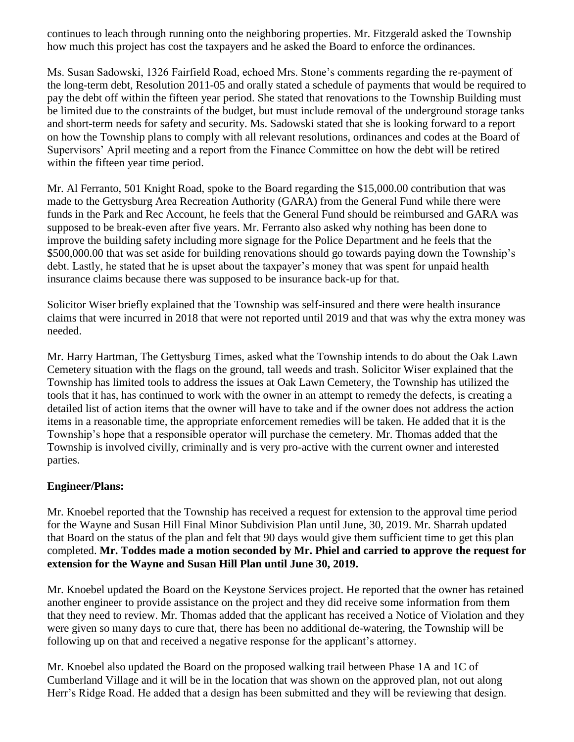continues to leach through running onto the neighboring properties. Mr. Fitzgerald asked the Township how much this project has cost the taxpayers and he asked the Board to enforce the ordinances.

Ms. Susan Sadowski, 1326 Fairfield Road, echoed Mrs. Stone's comments regarding the re-payment of the long-term debt, Resolution 2011-05 and orally stated a schedule of payments that would be required to pay the debt off within the fifteen year period. She stated that renovations to the Township Building must be limited due to the constraints of the budget, but must include removal of the underground storage tanks and short-term needs for safety and security. Ms. Sadowski stated that she is looking forward to a report on how the Township plans to comply with all relevant resolutions, ordinances and codes at the Board of Supervisors' April meeting and a report from the Finance Committee on how the debt will be retired within the fifteen year time period.

Mr. Al Ferranto, 501 Knight Road, spoke to the Board regarding the $15,000.00 contribution that was made to the Gettysburg Area Recreation Authority (GARA) from the General Fund while there were funds in the Park and Rec Account, he feels that the General Fund should be reimbursed and GARA was supposed to be break-even after five years. Mr. Ferranto also asked why nothing has been done to improve the building safety including more signage for the Police Department and he feels that the $500,000.00 that was set aside for building renovations should go towards paying down the Township's debt. Lastly, he stated that he is upset about the taxpayer's money that was spent for unpaid health insurance claims because there was supposed to be insurance back-up for that.

Solicitor Wiser briefly explained that the Township was self-insured and there were health insurance claims that were incurred in 2018 that were not reported until 2019 and that was why the extra money was needed.

Mr. Harry Hartman, The Gettysburg Times, asked what the Township intends to do about the Oak Lawn Cemetery situation with the flags on the ground, tall weeds and trash. Solicitor Wiser explained that the Township has limited tools to address the issues at Oak Lawn Cemetery, the Township has utilized the tools that it has, has continued to work with the owner in an attempt to remedy the defects, is creating a detailed list of action items that the owner will have to take and if the owner does not address the action items in a reasonable time, the appropriate enforcement remedies will be taken. He added that it is the Township's hope that a responsible operator will purchase the cemetery. Mr. Thomas added that the Township is involved civilly, criminally and is very pro-active with the current owner and interested parties.

**Engineer/Plans:**

Mr. Knoebel reported that the Township has received a request for extension to the approval time period for the Wayne and Susan Hill Final Minor Subdivision Plan until June, 30, 2019. Mr. Sharrah updated that Board on the status of the plan and felt that 90 days would give them sufficient time to get this plan completed. **Mr. Toddes made a motion seconded by Mr. Phiel and carried to approve the request for extension for the Wayne and Susan Hill Plan until June 30, 2019.**

Mr. Knoebel updated the Board on the Keystone Services project. He reported that the owner has retained another engineer to provide assistance on the project and they did receive some information from them that they need to review. Mr. Thomas added that the applicant has received a Notice of Violation and they were given so many days to cure that, there has been no additional de-watering, the Township will be following up on that and received a negative response for the applicant's attorney.

Mr. Knoebel also updated the Board on the proposed walking trail between Phase 1A and 1C of Cumberland Village and it will be in the location that was shown on the approved plan, not out along Herr's Ridge Road. He added that a design has been submitted and they will be reviewing that design.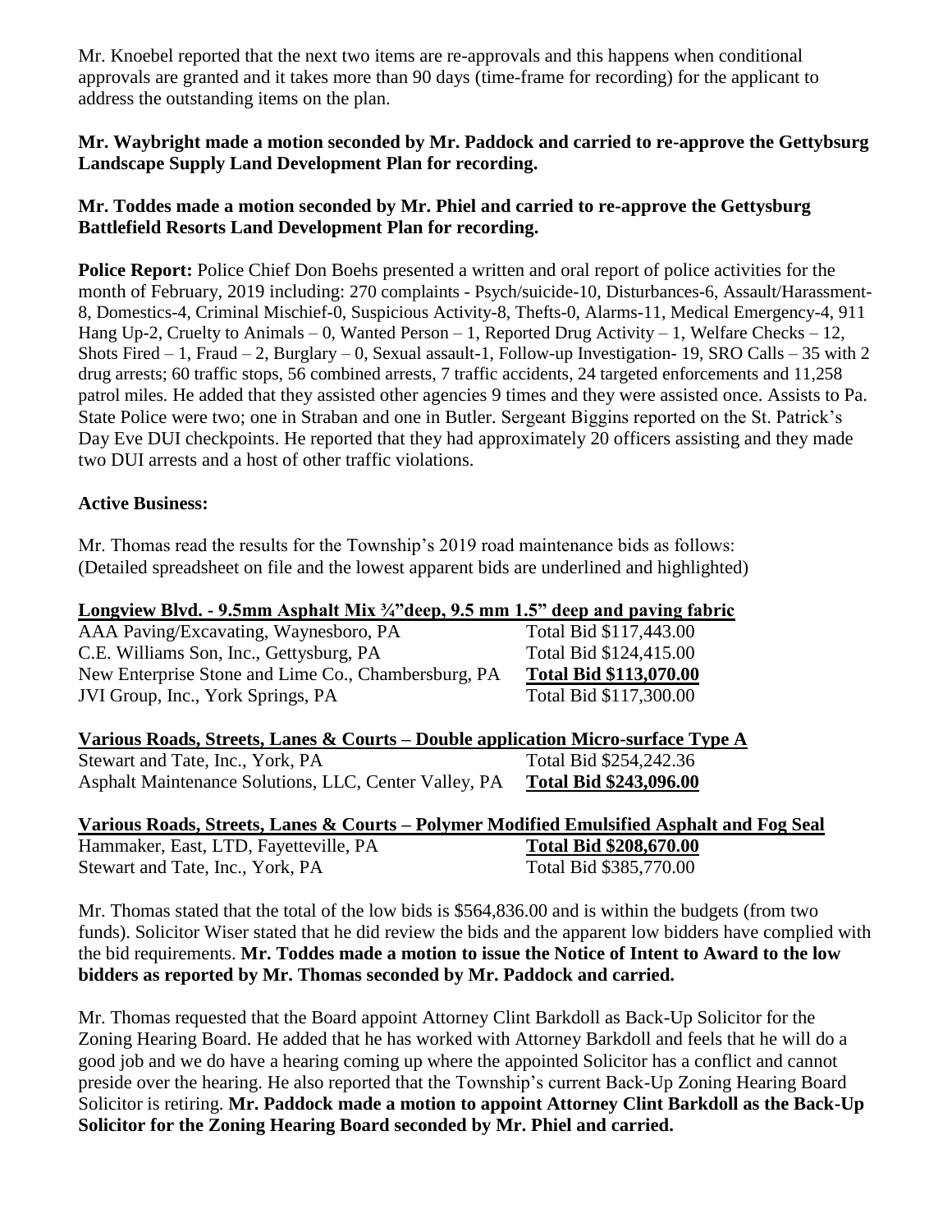Mr. Knoebel reported that the next two items are re-approvals and this happens when conditional approvals are granted and it takes more than 90 days (time-frame for recording) for the applicant to address the outstanding items on the plan.

**Mr. Waybright made a motion seconded by Mr. Paddock and carried to re-approve the Gettybsurg Landscape Supply Land Development Plan for recording.**

**Mr. Toddes made a motion seconded by Mr. Phiel and carried to re-approve the Gettysburg Battlefield Resorts Land Development Plan for recording.**

**Police Report:** Police Chief Don Boehs presented a written and oral report of police activities for the month of February, 2019 including: 270 complaints - Psych/suicide-10, Disturbances-6, Assault/Harassment-8, Domestics-4, Criminal Mischief-0, Suspicious Activity-8, Thefts-0, Alarms-11, Medical Emergency-4, 911 Hang Up-2, Cruelty to Animals – 0, Wanted Person – 1, Reported Drug Activity – 1, Welfare Checks – 12, Shots Fired – 1, Fraud – 2, Burglary – 0, Sexual assault-1, Follow-up Investigation- 19, SRO Calls – 35 with 2 drug arrests; 60 traffic stops, 56 combined arrests, 7 traffic accidents, 24 targeted enforcements and 11,258 patrol miles. He added that they assisted other agencies 9 times and they were assisted once. Assists to Pa. State Police were two; one in Straban and one in Butler. Sergeant Biggins reported on the St. Patrick's Day Eve DUI checkpoints. He reported that they had approximately 20 officers assisting and they made two DUI arrests and a host of other traffic violations.

**Active Business:**

Mr. Thomas read the results for the Township's 2019 road maintenance bids as follows:
(Detailed spreadsheet on file and the lowest apparent bids are underlined and highlighted)

**Longview Blvd. - 9.5mm Asphalt Mix ¾"deep, 9.5 mm 1.5" deep and paving fabric**

| | |
|---|---|
| AAA Paving/Excavating, Waynesboro, PA | Total Bid $117,443.00 |
| C.E. Williams Son, Inc., Gettysburg, PA | Total Bid $124,415.00 |
| New Enterprise Stone and Lime Co., Chambersburg, PA | **Total Bid $113,070.00** |
| JVI Group, Inc., York Springs, PA | Total Bid $117,300.00 |

**Various Roads, Streets, Lanes & Courts – Double application Micro-surface Type A**

| | |
|---|---|
| Stewart and Tate, Inc., York, PA | Total Bid $254,242.36 |
| Asphalt Maintenance Solutions, LLC, Center Valley, PA | **Total Bid $243,096.00** |

**Various Roads, Streets, Lanes & Courts – Polymer Modified Emulsified Asphalt and Fog Seal**

| | |
|---|---|
| Hammaker, East, LTD, Fayetteville, PA | **Total Bid $208,670.00** |
| Stewart and Tate, Inc., York, PA | Total Bid $385,770.00 |

Mr. Thomas stated that the total of the low bids is $564,836.00 and is within the budgets (from two funds). Solicitor Wiser stated that he did review the bids and the apparent low bidders have complied with the bid requirements. **Mr. Toddes made a motion to issue the Notice of Intent to Award to the low bidders as reported by Mr. Thomas seconded by Mr. Paddock and carried.**

Mr. Thomas requested that the Board appoint Attorney Clint Barkdoll as Back-Up Solicitor for the Zoning Hearing Board. He added that he has worked with Attorney Barkdoll and feels that he will do a good job and we do have a hearing coming up where the appointed Solicitor has a conflict and cannot preside over the hearing. He also reported that the Township's current Back-Up Zoning Hearing Board Solicitor is retiring. **Mr. Paddock made a motion to appoint Attorney Clint Barkdoll as the Back-Up Solicitor for the Zoning Hearing Board seconded by Mr. Phiel and carried.**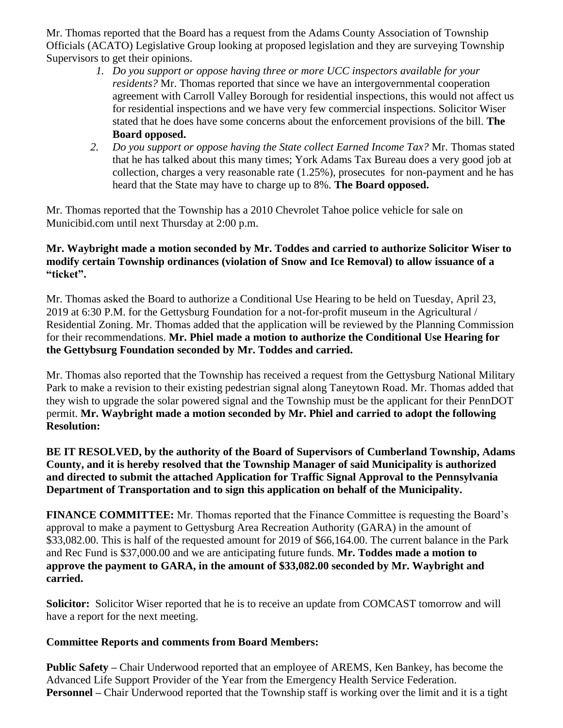Mr. Thomas reported that the Board has a request from the Adams County Association of Township Officials (ACATO) Legislative Group looking at proposed legislation and they are surveying Township Supervisors to get their opinions.

1. *Do you support or oppose having three or more UCC inspectors available for your residents?* Mr. Thomas reported that since we have an intergovernmental cooperation agreement with Carroll Valley Borough for residential inspections, this would not affect us for residential inspections and we have very few commercial inspections. Solicitor Wiser stated that he does have some concerns about the enforcement provisions of the bill. **The Board opposed.**
2. *Do you support or oppose having the State collect Earned Income Tax?* Mr. Thomas stated that he has talked about this many times; York Adams Tax Bureau does a very good job at collection, charges a very reasonable rate (1.25%), prosecutes for non-payment and he has heard that the State may have to charge up to 8%. **The Board opposed.**

Mr. Thomas reported that the Township has a 2010 Chevrolet Tahoe police vehicle for sale on Municibid.com until next Thursday at 2:00 p.m.

**Mr. Waybright made a motion seconded by Mr. Toddes and carried to authorize Solicitor Wiser to modify certain Township ordinances (violation of Snow and Ice Removal) to allow issuance of a "ticket".**

Mr. Thomas asked the Board to authorize a Conditional Use Hearing to be held on Tuesday, April 23, 2019 at 6:30 P.M. for the Gettysburg Foundation for a not-for-profit museum in the Agricultural / Residential Zoning. Mr. Thomas added that the application will be reviewed by the Planning Commission for their recommendations. **Mr. Phiel made a motion to authorize the Conditional Use Hearing for the Gettybsurg Foundation seconded by Mr. Toddes and carried.**

Mr. Thomas also reported that the Township has received a request from the Gettysburg National Military Park to make a revision to their existing pedestrian signal along Taneytown Road. Mr. Thomas added that they wish to upgrade the solar powered signal and the Township must be the applicant for their PennDOT permit. **Mr. Waybright made a motion seconded by Mr. Phiel and carried to adopt the following Resolution:**

**BE IT RESOLVED, by the authority of the Board of Supervisors of Cumberland Township, Adams County, and it is hereby resolved that the Township Manager of said Municipality is authorized and directed to submit the attached Application for Traffic Signal Approval to the Pennsylvania Department of Transportation and to sign this application on behalf of the Municipality.**

**FINANCE COMMITTEE:** Mr. Thomas reported that the Finance Committee is requesting the Board's approval to make a payment to Gettysburg Area Recreation Authority (GARA) in the amount of $33,082.00. This is half of the requested amount for 2019 of $66,164.00. The current balance in the Park and Rec Fund is $37,000.00 and we are anticipating future funds. **Mr. Toddes made a motion to approve the payment to GARA, in the amount of $33,082.00 seconded by Mr. Waybright and carried.**

**Solicitor:** Solicitor Wiser reported that he is to receive an update from COMCAST tomorrow and will have a report for the next meeting.

**Committee Reports and comments from Board Members:**

**Public Safety –** Chair Underwood reported that an employee of AREMS, Ken Bankey, has become the Advanced Life Support Provider of the Year from the Emergency Health Service Federation.
**Personnel –** Chair Underwood reported that the Township staff is working over the limit and it is a tight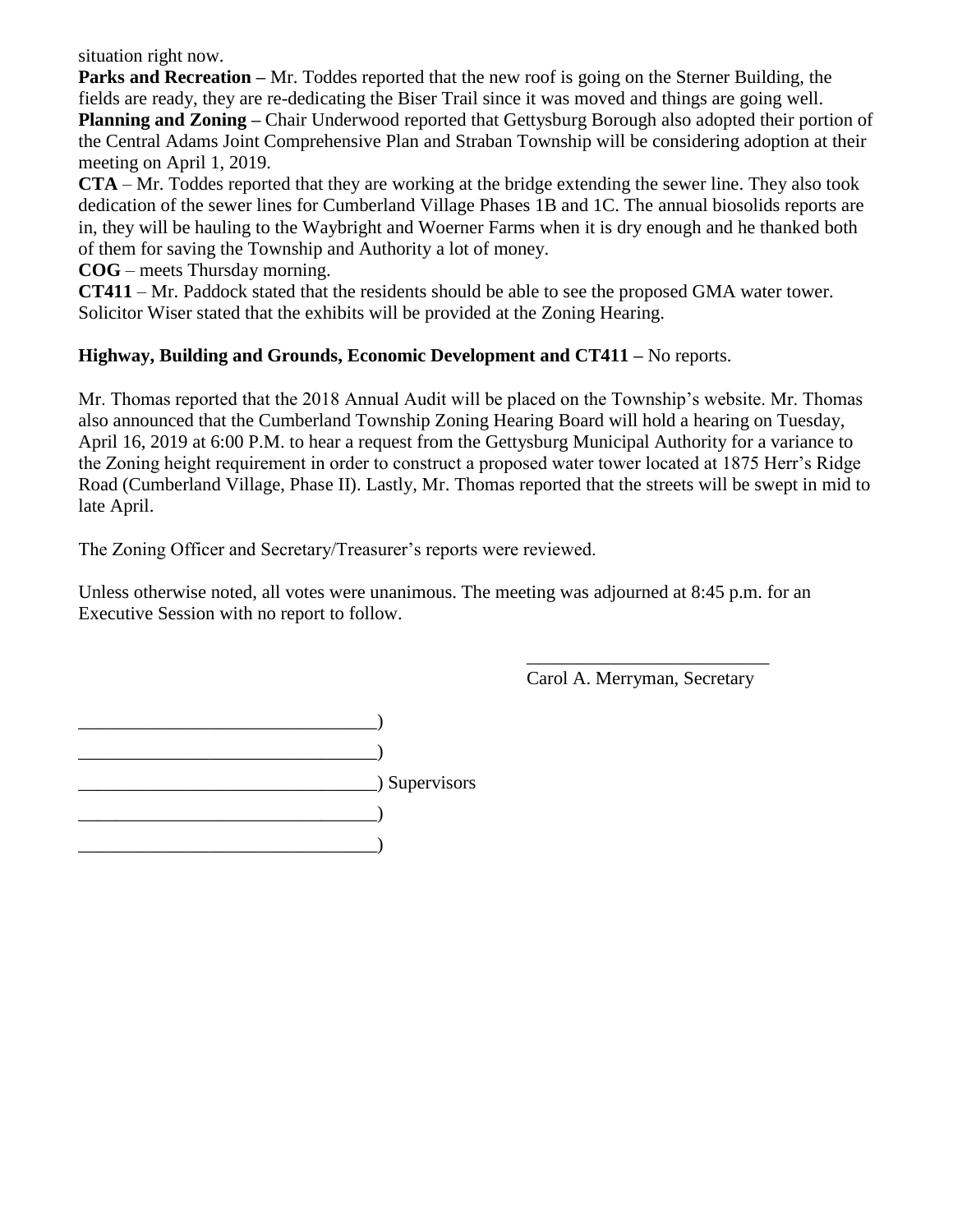situation right now.

**Parks and Recreation –** Mr. Toddes reported that the new roof is going on the Sterner Building, the fields are ready, they are re-dedicating the Biser Trail since it was moved and things are going well.

**Planning and Zoning –** Chair Underwood reported that Gettysburg Borough also adopted their portion of the Central Adams Joint Comprehensive Plan and Straban Township will be considering adoption at their meeting on April 1, 2019.

**CTA** – Mr. Toddes reported that they are working at the bridge extending the sewer line. They also took dedication of the sewer lines for Cumberland Village Phases 1B and 1C. The annual biosolids reports are in, they will be hauling to the Waybright and Woerner Farms when it is dry enough and he thanked both of them for saving the Township and Authority a lot of money.

**COG** – meets Thursday morning.

**CT411** – Mr. Paddock stated that the residents should be able to see the proposed GMA water tower. Solicitor Wiser stated that the exhibits will be provided at the Zoning Hearing.

**Highway, Building and Grounds, Economic Development and CT411 –** No reports.

Mr. Thomas reported that the 2018 Annual Audit will be placed on the Township's website. Mr. Thomas also announced that the Cumberland Township Zoning Hearing Board will hold a hearing on Tuesday, April 16, 2019 at 6:00 P.M. to hear a request from the Gettysburg Municipal Authority for a variance to the Zoning height requirement in order to construct a proposed water tower located at 1875 Herr's Ridge Road (Cumberland Village, Phase II). Lastly, Mr. Thomas reported that the streets will be swept in mid to late April.

The Zoning Officer and Secretary/Treasurer's reports were reviewed.

Unless otherwise noted, all votes were unanimous. The meeting was adjourned at 8:45 p.m. for an Executive Session with no report to follow.

\_\_\_\_\_\_\_\_\_\_\_\_\_\_\_\_\_\_\_\_\_\_\_\_\_\_

Carol A. Merryman, Secretary

\_\_\_\_\_\_\_\_\_\_\_\_\_\_\_\_\_\_\_\_\_\_\_\_\_\_\_\_\_\_\_\_)

\_\_\_\_\_\_\_\_\_\_\_\_\_\_\_\_\_\_\_\_\_\_\_\_\_\_\_\_\_\_\_\_)

\_\_\_\_\_\_\_\_\_\_\_\_\_\_\_\_\_\_\_\_\_\_\_\_\_\_\_\_\_\_\_\_) Supervisors

\_\_\_\_\_\_\_\_\_\_\_\_\_\_\_\_\_\_\_\_\_\_\_\_\_\_\_\_\_\_\_\_)

\_\_\_\_\_\_\_\_\_\_\_\_\_\_\_\_\_\_\_\_\_\_\_\_\_\_\_\_\_\_\_\_)